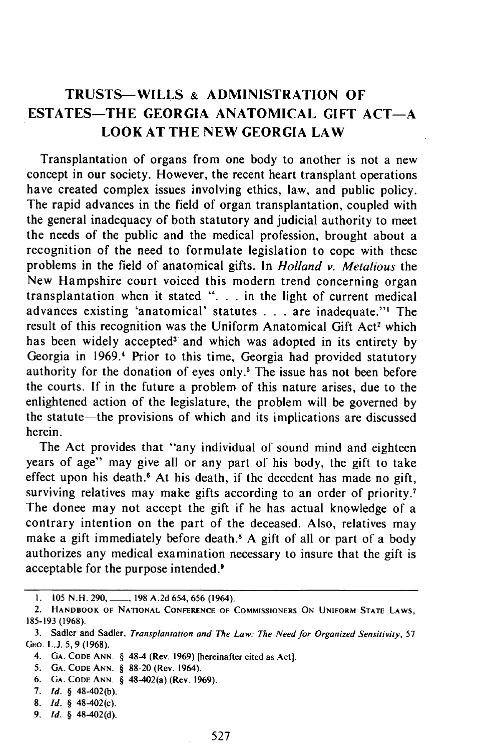# TRUSTS—WILLS & ADMINISTRATION OF ESTATES—THE GEORGIA ANATOMICAL GIFT ACT—A LOOK AT THE NEW GEORGIA LAW

Transplantation of organs from one body to another is not a new concept in our society. However, the recent heart transplant operations have created complex issues involving ethics, law, and public policy. The rapid advances in the field of organ transplantation, coupled with the general inadequacy of both statutory and judicial authority to meet the needs of the public and the medical profession, brought about a recognition of the need to formulate legislation to cope with these problems in the field of anatomical gifts. In *Holland v. Metalious* the New Hampshire court voiced this modern trend concerning organ transplantation when it stated ". . . in the light of current medical advances existing 'anatomical' statutes . . . are inadequate."[1] The result of this recognition was the Uniform Anatomical Gift Act[2] which has been widely accepted[3] and which was adopted in its entirety by Georgia in 1969.[4] Prior to this time, Georgia had provided statutory authority for the donation of eyes only.[5] The issue has not been before the courts. If in the future a problem of this nature arises, due to the enlightened action of the legislature, the problem will be governed by the statute—the provisions of which and its implications are discussed herein.

The Act provides that "any individual of sound mind and eighteen years of age" may give all or any part of his body, the gift to take effect upon his death.[6] At his death, if the decedent has made no gift, surviving relatives may make gifts according to an order of priority.[7] The donee may not accept the gift if he has actual knowledge of a contrary intention on the part of the deceased. Also, relatives may make a gift immediately before death.[8] A gift of all or part of a body authorizes any medical examination necessary to insure that the gift is acceptable for the purpose intended.[9]

---

1. 105 N.H. 290, \_\_\_\_, 198 A.2d 654, 656 (1964).
2. HANDBOOK OF NATIONAL CONFERENCE OF COMMISSIONERS ON UNIFORM STATE LAWS, 185-193 (1968).
3. Sadler and Sadler, *Transplantation and The Law: The Need for Organized Sensitivity*, 57 GEO. L.J. 5, 9 (1968).
4. GA. CODE ANN. § 48-4 (Rev. 1969) [hereinafter cited as Act].
5. GA. CODE ANN. § 88-20 (Rev. 1964).
6. GA. CODE ANN. § 48-402(a) (Rev. 1969).
7. *Id.* § 48-402(b).
8. *Id.* § 48-402(c).
9. *Id.* § 48-402(d).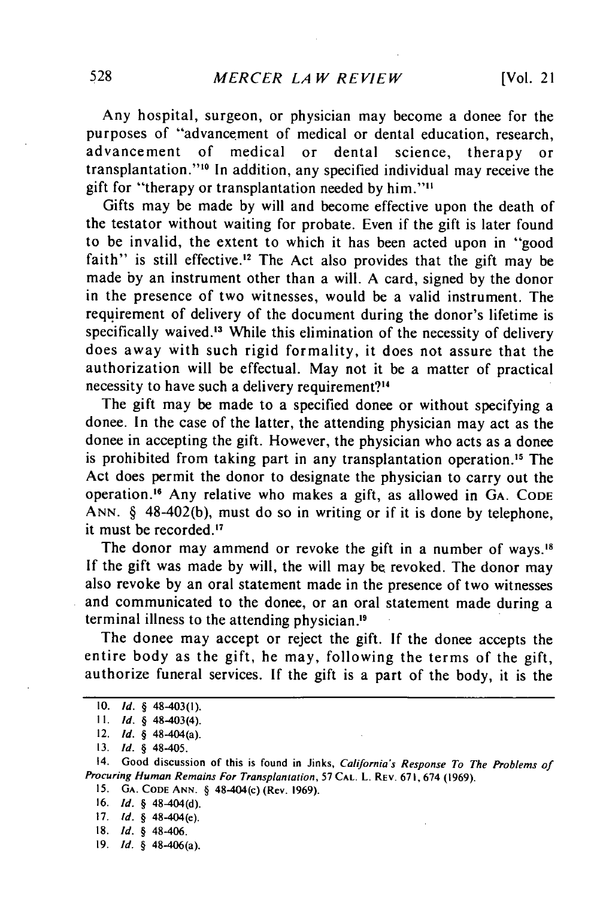Any hospital, surgeon, or physician may become a donee for the purposes of "advancement of medical or dental education, research, advancement of medical or dental science, therapy or transplantation."[10] In addition, any specified individual may receive the gift for "therapy or transplantation needed by him."[11]

Gifts may be made by will and become effective upon the death of the testator without waiting for probate. Even if the gift is later found to be invalid, the extent to which it has been acted upon in "good faith" is still effective.[12] The Act also provides that the gift may be made by an instrument other than a will. A card, signed by the donor in the presence of two witnesses, would be a valid instrument. The requirement of delivery of the document during the donor's lifetime is specifically waived.[13] While this elimination of the necessity of delivery does away with such rigid formality, it does not assure that the authorization will be effectual. May not it be a matter of practical necessity to have such a delivery requirement?[14]

The gift may be made to a specified donee or without specifying a donee. In the case of the latter, the attending physician may act as the donee in accepting the gift. However, the physician who acts as a donee is prohibited from taking part in any transplantation operation.[15] The Act does permit the donor to designate the physician to carry out the operation.[16] Any relative who makes a gift, as allowed in GA. CODE ANN. § 48-402(b), must do so in writing or if it is done by telephone, it must be recorded.[17]

The donor may ammend or revoke the gift in a number of ways.[18] If the gift was made by will, the will may be revoked. The donor may also revoke by an oral statement made in the presence of two witnesses and communicated to the donee, or an oral statement made during a terminal illness to the attending physician.[19]

The donee may accept or reject the gift. If the donee accepts the entire body as the gift, he may, following the terms of the gift, authorize funeral services. If the gift is a part of the body, it is the

---

10. *Id.* § 48-403(1).
11. *Id.* § 48-403(4).
12. *Id.* § 48-404(a).
13. *Id.* § 48-405.
14. Good discussion of this is found in Jinks, *California's Response To The Problems of Procuring Human Remains For Transplantation*, 57 CAL. L. REV. 671, 674 (1969).
15. GA. CODE ANN. § 48-404(c) (Rev. 1969).
16. *Id.* § 48-404(d).
17. *Id.* § 48-404(e).
18. *Id.* § 48-406.
19. *Id.* § 48-406(a).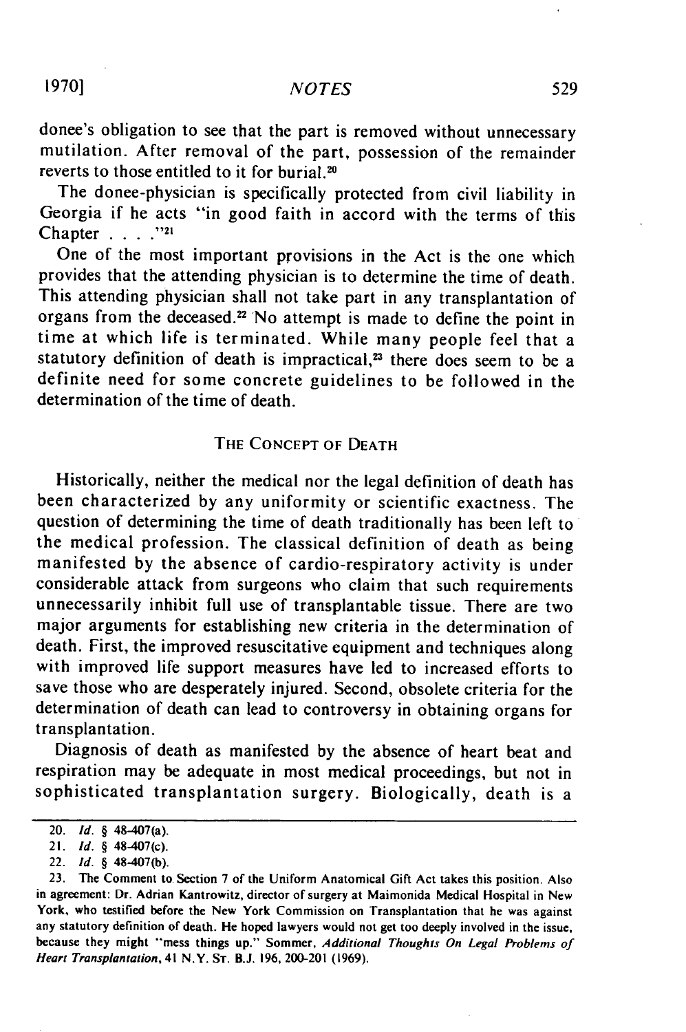donee's obligation to see that the part is removed without unnecessary mutilation. After removal of the part, possession of the remainder reverts to those entitled to it for burial.[20]

The donee-physician is specifically protected from civil liability in Georgia if he acts "in good faith in accord with the terms of this Chapter . . . ."[21]

One of the most important provisions in the Act is the one which provides that the attending physician is to determine the time of death. This attending physician shall not take part in any transplantation of organs from the deceased.[22] No attempt is made to define the point in time at which life is terminated. While many people feel that a statutory definition of death is impractical,[23] there does seem to be a definite need for some concrete guidelines to be followed in the determination of the time of death.

## THE CONCEPT OF DEATH

Historically, neither the medical nor the legal definition of death has been characterized by any uniformity or scientific exactness. The question of determining the time of death traditionally has been left to the medical profession. The classical definition of death as being manifested by the absence of cardio-respiratory activity is under considerable attack from surgeons who claim that such requirements unnecessarily inhibit full use of transplantable tissue. There are two major arguments for establishing new criteria in the determination of death. First, the improved resuscitative equipment and techniques along with improved life support measures have led to increased efforts to save those who are desperately injured. Second, obsolete criteria for the determination of death can lead to controversy in obtaining organs for transplantation.

Diagnosis of death as manifested by the absence of heart beat and respiration may be adequate in most medical proceedings, but not in sophisticated transplantation surgery. Biologically, death is a

---

20. *Id.* § 48-407(a).

21. *Id.* § 48-407(c).

22. *Id.* § 48-407(b).

23. The Comment to Section 7 of the Uniform Anatomical Gift Act takes this position. Also in agreement: Dr. Adrian Kantrowitz, director of surgery at Maimonida Medical Hospital in New York, who testified before the New York Commission on Transplantation that he was against any statutory definition of death. He hoped lawyers would not get too deeply involved in the issue, because they might "mess things up." Sommer, *Additional Thoughts On Legal Problems of Heart Transplantation*, 41 N.Y. St. B.J. 196, 200-201 (1969).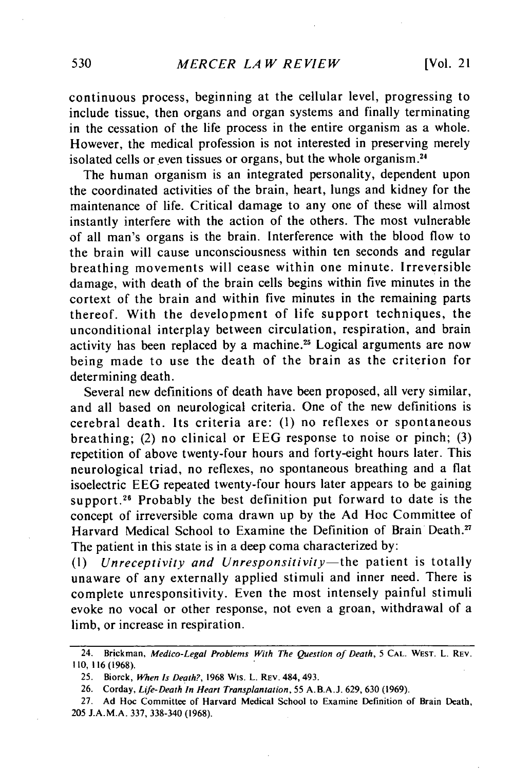continuous process, beginning at the cellular level, progressing to include tissue, then organs and organ systems and finally terminating in the cessation of the life process in the entire organism as a whole. However, the medical profession is not interested in preserving merely isolated cells or even tissues or organs, but the whole organism.[24]

The human organism is an integrated personality, dependent upon the coordinated activities of the brain, heart, lungs and kidney for the maintenance of life. Critical damage to any one of these will almost instantly interfere with the action of the others. The most vulnerable of all man's organs is the brain. Interference with the blood flow to the brain will cause unconsciousness within ten seconds and regular breathing movements will cease within one minute. Irreversible damage, with death of the brain cells begins within five minutes in the cortex of the brain and within five minutes in the remaining parts thereof. With the development of life support techniques, the unconditional interplay between circulation, respiration, and brain activity has been replaced by a machine.[25] Logical arguments are now being made to use the death of the brain as the criterion for determining death.

Several new definitions of death have been proposed, all very similar, and all based on neurological criteria. One of the new definitions is cerebral death. Its criteria are: (1) no reflexes or spontaneous breathing; (2) no clinical or EEG response to noise or pinch; (3) repetition of above twenty-four hours and forty-eight hours later. This neurological triad, no reflexes, no spontaneous breathing and a flat isoelectric EEG repeated twenty-four hours later appears to be gaining support.[26] Probably the best definition put forward to date is the concept of irreversible coma drawn up by the Ad Hoc Committee of Harvard Medical School to Examine the Definition of Brain Death.[27] The patient in this state is in a deep coma characterized by:

(1) *Unreceptivity and Unresponsitivity*—the patient is totally unaware of any externally applied stimuli and inner need. There is complete unresponsitivity. Even the most intensely painful stimuli evoke no vocal or other response, not even a groan, withdrawal of a limb, or increase in respiration.

---

24. Brickman, *Medico-Legal Problems With The Question of Death*, 5 CAL. WEST. L. REV. 110, 116 (1968).

25. Biorck, *When Is Death?*, 1968 WIS. L. REV. 484, 493.

26. Corday, *Life-Death In Heart Transplantation*, 55 A.B.A.J. 629, 630 (1969).

27. Ad Hoc Committee of Harvard Medical School to Examine Definition of Brain Death, 205 J.A.M.A. 337, 338-340 (1968).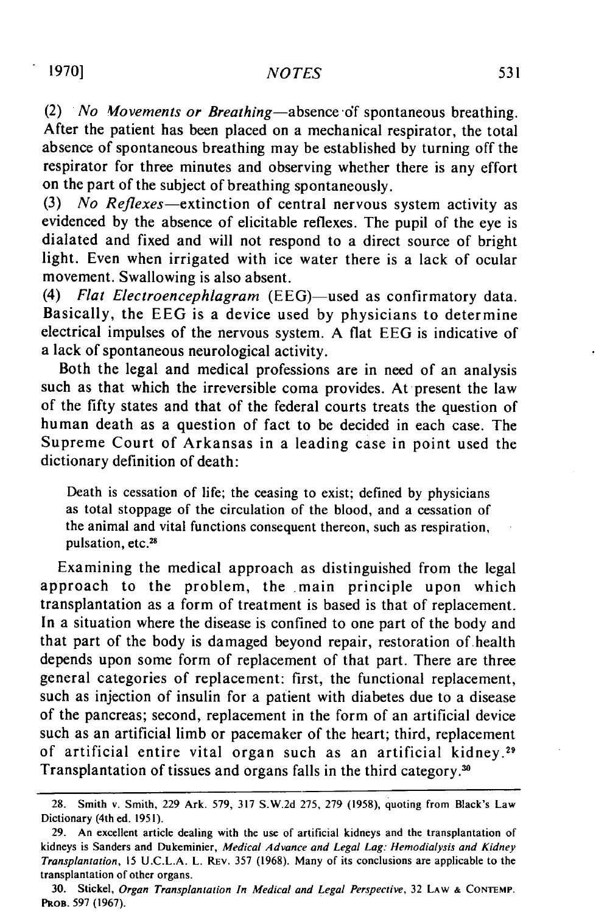(2) *No Movements or Breathing*—absence of spontaneous breathing. After the patient has been placed on a mechanical respirator, the total absence of spontaneous breathing may be established by turning off the respirator for three minutes and observing whether there is any effort on the part of the subject of breathing spontaneously.

(3) *No Reflexes*—extinction of central nervous system activity as evidenced by the absence of elicitable reflexes. The pupil of the eye is dialated and fixed and will not respond to a direct source of bright light. Even when irrigated with ice water there is a lack of ocular movement. Swallowing is also absent.

(4) *Flat Electroencephlagram* (EEG)—used as confirmatory data. Basically, the EEG is a device used by physicians to determine electrical impulses of the nervous system. A flat EEG is indicative of a lack of spontaneous neurological activity.

Both the legal and medical professions are in need of an analysis such as that which the irreversible coma provides. At present the law of the fifty states and that of the federal courts treats the question of human death as a question of fact to be decided in each case. The Supreme Court of Arkansas in a leading case in point used the dictionary definition of death:

> Death is cessation of life; the ceasing to exist; defined by physicians as total stoppage of the circulation of the blood, and a cessation of the animal and vital functions consequent thereon, such as respiration, pulsation, etc.[28]

Examining the medical approach as distinguished from the legal approach to the problem, the main principle upon which transplantation as a form of treatment is based is that of replacement. In a situation where the disease is confined to one part of the body and that part of the body is damaged beyond repair, restoration of health depends upon some form of replacement of that part. There are three general categories of replacement: first, the functional replacement, such as injection of insulin for a patient with diabetes due to a disease of the pancreas; second, replacement in the form of an artificial device such as an artificial limb or pacemaker of the heart; third, replacement of artificial entire vital organ such as an artificial kidney.[29] Transplantation of tissues and organs falls in the third category.[30]

---

28. Smith v. Smith, 229 Ark. 579, 317 S.W.2d 275, 279 (1958), quoting from Black's Law Dictionary (4th ed. 1951).

29. An excellent article dealing with the use of artificial kidneys and the transplantation of kidneys is Sanders and Dukeminier, *Medical Advance and Legal Lag: Hemodialysis and Kidney Transplantation*, 15 U.C.L.A. L. REV. 357 (1968). Many of its conclusions are applicable to the transplantation of other organs.

30. Stickel, *Organ Transplantation In Medical and Legal Perspective*, 32 LAW & CONTEMP. PROB. 597 (1967).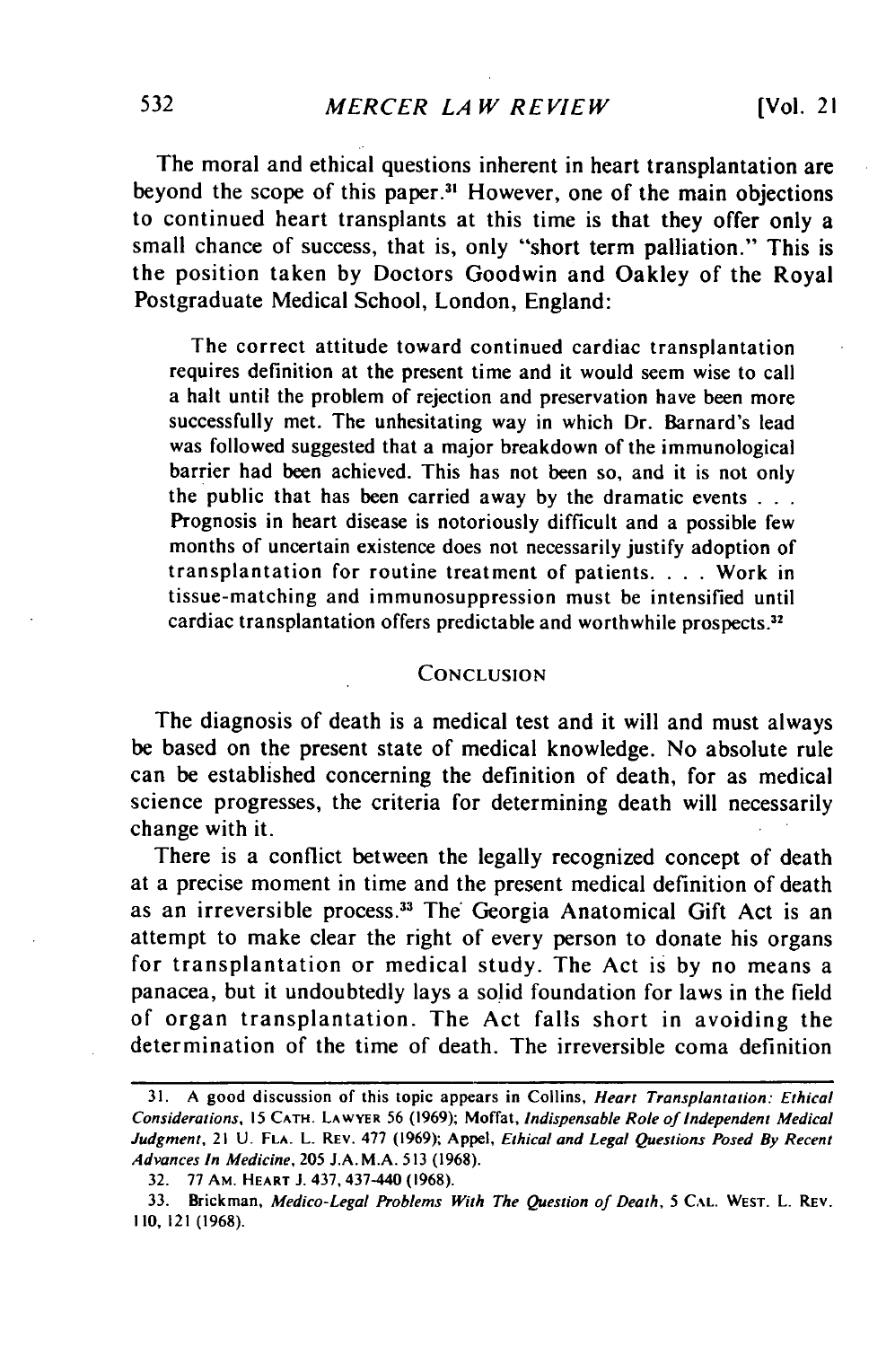The moral and ethical questions inherent in heart transplantation are beyond the scope of this paper.[31] However, one of the main objections to continued heart transplants at this time is that they offer only a small chance of success, that is, only "short term palliation." This is the position taken by Doctors Goodwin and Oakley of the Royal Postgraduate Medical School, London, England:

> The correct attitude toward continued cardiac transplantation requires definition at the present time and it would seem wise to call a halt until the problem of rejection and preservation have been more successfully met. The unhesitating way in which Dr. Barnard's lead was followed suggested that a major breakdown of the immunological barrier had been achieved. This has not been so, and it is not only the public that has been carried away by the dramatic events . . . Prognosis in heart disease is notoriously difficult and a possible few months of uncertain existence does not necessarily justify adoption of transplantation for routine treatment of patients. . . . Work in tissue-matching and immunosuppression must be intensified until cardiac transplantation offers predictable and worthwhile prospects.[32]

## CONCLUSION

The diagnosis of death is a medical test and it will and must always be based on the present state of medical knowledge. No absolute rule can be established concerning the definition of death, for as medical science progresses, the criteria for determining death will necessarily change with it.

There is a conflict between the legally recognized concept of death at a precise moment in time and the present medical definition of death as an irreversible process.[33] The Georgia Anatomical Gift Act is an attempt to make clear the right of every person to donate his organs for transplantation or medical study. The Act is by no means a panacea, but it undoubtedly lays a solid foundation for laws in the field of organ transplantation. The Act falls short in avoiding the determination of the time of death. The irreversible coma definition

---

31. A good discussion of this topic appears in Collins, *Heart Transplantation: Ethical Considerations*, 15 CATH. LAWYER 56 (1969); Moffat, *Indispensable Role of Independent Medical Judgment*, 21 U. FLA. L. REV. 477 (1969); Appel, *Ethical and Legal Questions Posed By Recent Advances In Medicine*, 205 J.A.M.A. 513 (1968).

32. 77 AM. HEART J. 437, 437-440 (1968).

33. Brickman, *Medico-Legal Problems With The Question of Death*, 5 CAL. WEST. L. REV. 110, 121 (1968).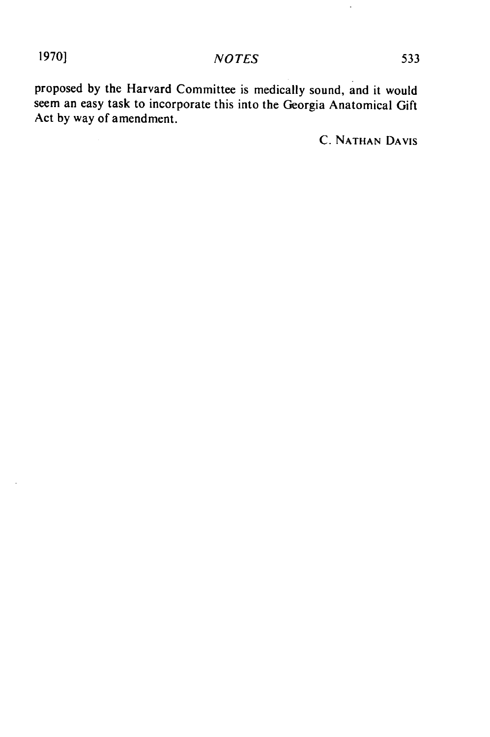proposed by the Harvard Committee is medically sound, and it would seem an easy task to incorporate this into the Georgia Anatomical Gift Act by way of amendment.

C. NATHAN DAVIS